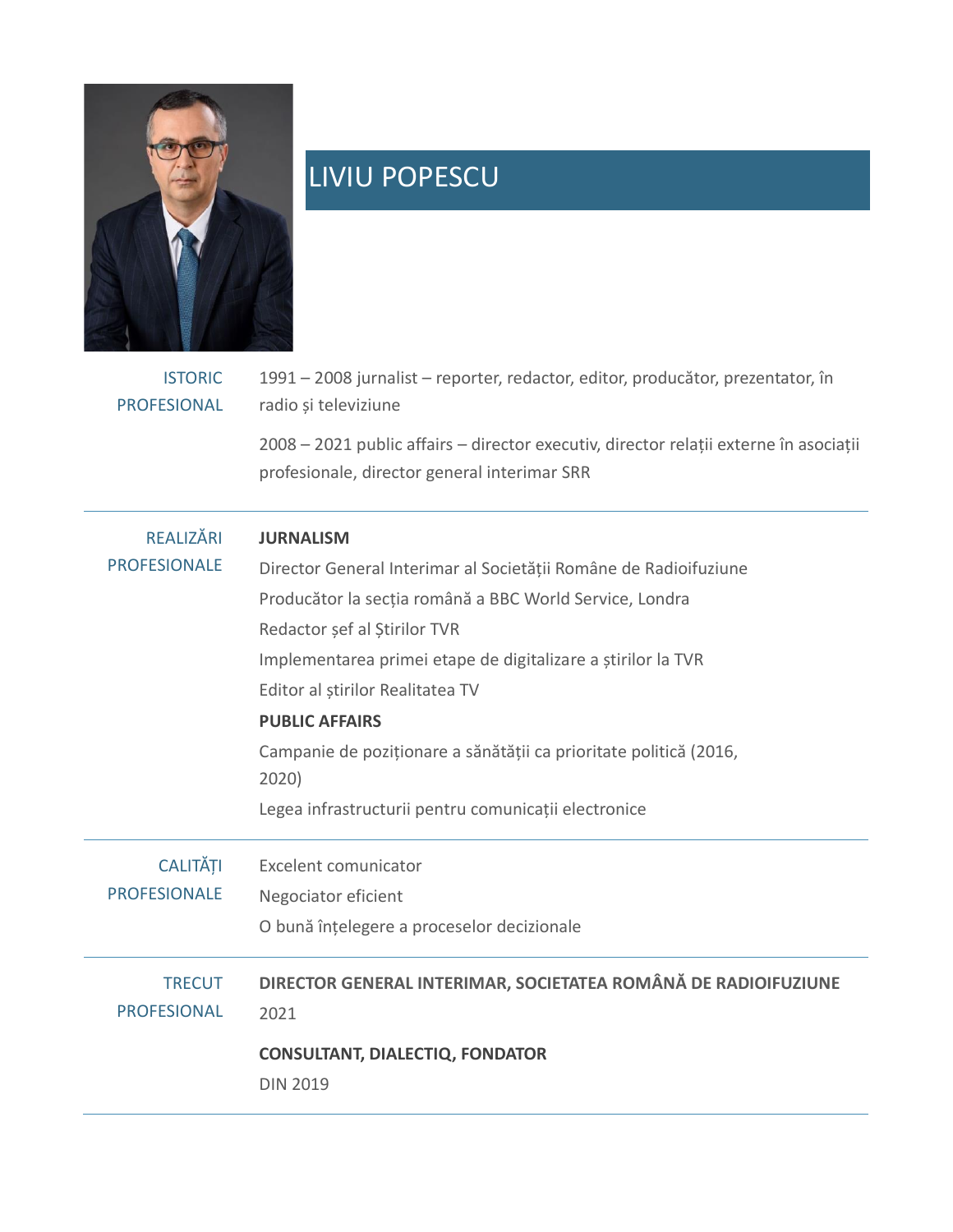# LIVIU POPESCU

## ISTORIC PROFESIONAL

1991 – 2008 jurnalist – reporter, redactor, editor, producător, prezentator, în radio și televiziune

2008 – 2021 public affairs – director executiv, director relații externe în asociații profesionale, director general interimar SRR

## REALIZĂRI PROFESIONALE

**JURNALISM**

Director General Interimar al Societății Române de Radiofuziune

Producător la secția română a BBC World Service, Londra

Redactor șef al Știrilor TVR

Implementarea primei etape de digitalizare a știrilor la TVR

Editor al știrilor Realitatea TV

**PUBLIC AFFAIRS**

Campanie de poziționare a sănătății ca prioritate politică (2016, 2020)

Legea infrastructurii pentru comunicații electronice

## CALITĂȚI PROFESIONALE

Excelent comunicator

Negociator eficient

O bună înțelegere a proceselor decizionale

## TRECUT PROFESIONAL

**DIRECTOR GENERAL INTERIMAR, SOCIETATEA ROMÂNĂ DE RADIOIFUZIUNE**

2021

**CONSULTANT, DIALECTIQ, FONDATOR**

DIN 2019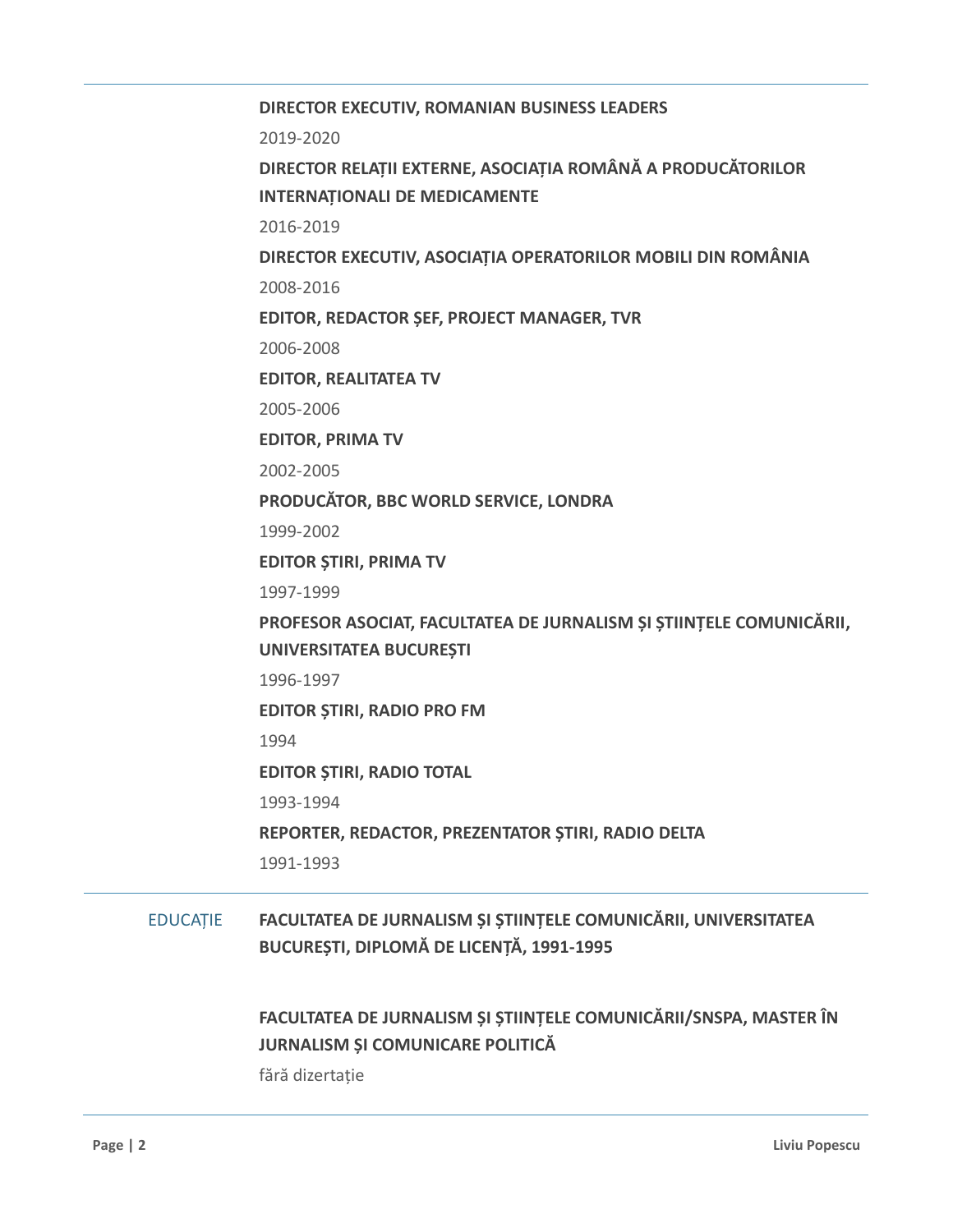**DIRECTOR EXECUTIV, ROMANIAN BUSINESS LEADERS**

2019-2020

**DIRECTOR RELAȚII EXTERNE, ASOCIAȚIA ROMÂNĂ A PRODUCĂTORILOR INTERNAȚIONALI DE MEDICAMENTE**

2016-2019

**DIRECTOR EXECUTIV, ASOCIAȚIA OPERATORILOR MOBILI DIN ROMÂNIA**

2008-2016

**EDITOR, REDACTOR ȘEF, PROJECT MANAGER, TVR**

2006-2008

**EDITOR, REALITATEA TV**

2005-2006

**EDITOR, PRIMA TV**

2002-2005

**PRODUCĂTOR, BBC WORLD SERVICE, LONDRA**

1999-2002

**EDITOR ȘTIRI, PRIMA TV**

1997-1999

**PROFESOR ASOCIAT, FACULTATEA DE JURNALISM ȘI ȘTIINȚELE COMUNICĂRII, UNIVERSITATEA BUCUREȘTI**

1996-1997

**EDITOR ȘTIRI, RADIO PRO FM**

1994

**EDITOR ȘTIRI, RADIO TOTAL**

1993-1994

**REPORTER, REDACTOR, PREZENTATOR ȘTIRI, RADIO DELTA**

1991-1993

## EDUCAȚIE

**FACULTATEA DE JURNALISM ȘI ȘTIINȚELE COMUNICĂRII, UNIVERSITATEA BUCUREȘTI, DIPLOMĂ DE LICENȚĂ, 1991-1995**

**FACULTATEA DE JURNALISM ȘI ȘTIINȚELE COMUNICĂRII/SNSPA, MASTER ÎN JURNALISM ȘI COMUNICARE POLITICĂ**

fără dizertație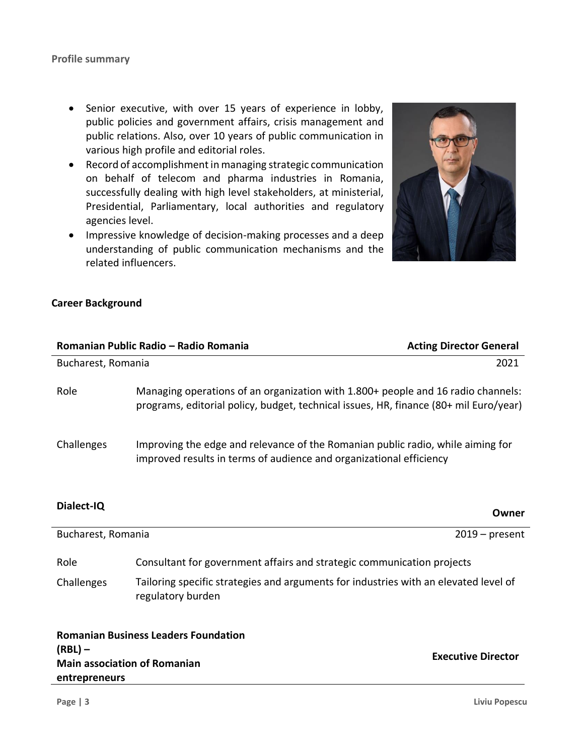**Profile summary**

- Senior executive, with over 15 years of experience in lobby, public policies and government affairs, crisis management and public relations. Also, over 10 years of public communication in various high profile and editorial roles.
- Record of accomplishment in managing strategic communication on behalf of telecom and pharma industries in Romania, successfully dealing with high level stakeholders, at ministerial, Presidential, Parliamentary, local authorities and regulatory agencies level.
- Impressive knowledge of decision-making processes and a deep understanding of public communication mechanisms and the related influencers.

## Career Background

| **Romanian Public Radio – Radio Romania** | **Acting Director General** |
| --- | --- |
| Bucharest, Romania | 2021 |

| | |
| --- | --- |
| Role | Managing operations of an organization with 1.800+ people and 16 radio channels: programs, editorial policy, budget, technical issues, HR, finance (80+ mil Euro/year) |
| Challenges | Improving the edge and relevance of the Romanian public radio, while aiming for improved results in terms of audience and organizational efficiency |

| **Dialect-IQ** | **Owner** |
| --- | --- |
| Bucharest, Romania | 2019 – present |

| | |
| --- | --- |
| Role | Consultant for government affairs and strategic communication projects |
| Challenges | Tailoring specific strategies and arguments for industries with an elevated level of regulatory burden |

| **Romanian Business Leaders Foundation (RBL) – Main association of Romanian entrepreneurs** | **Executive Director** |
| --- | --- |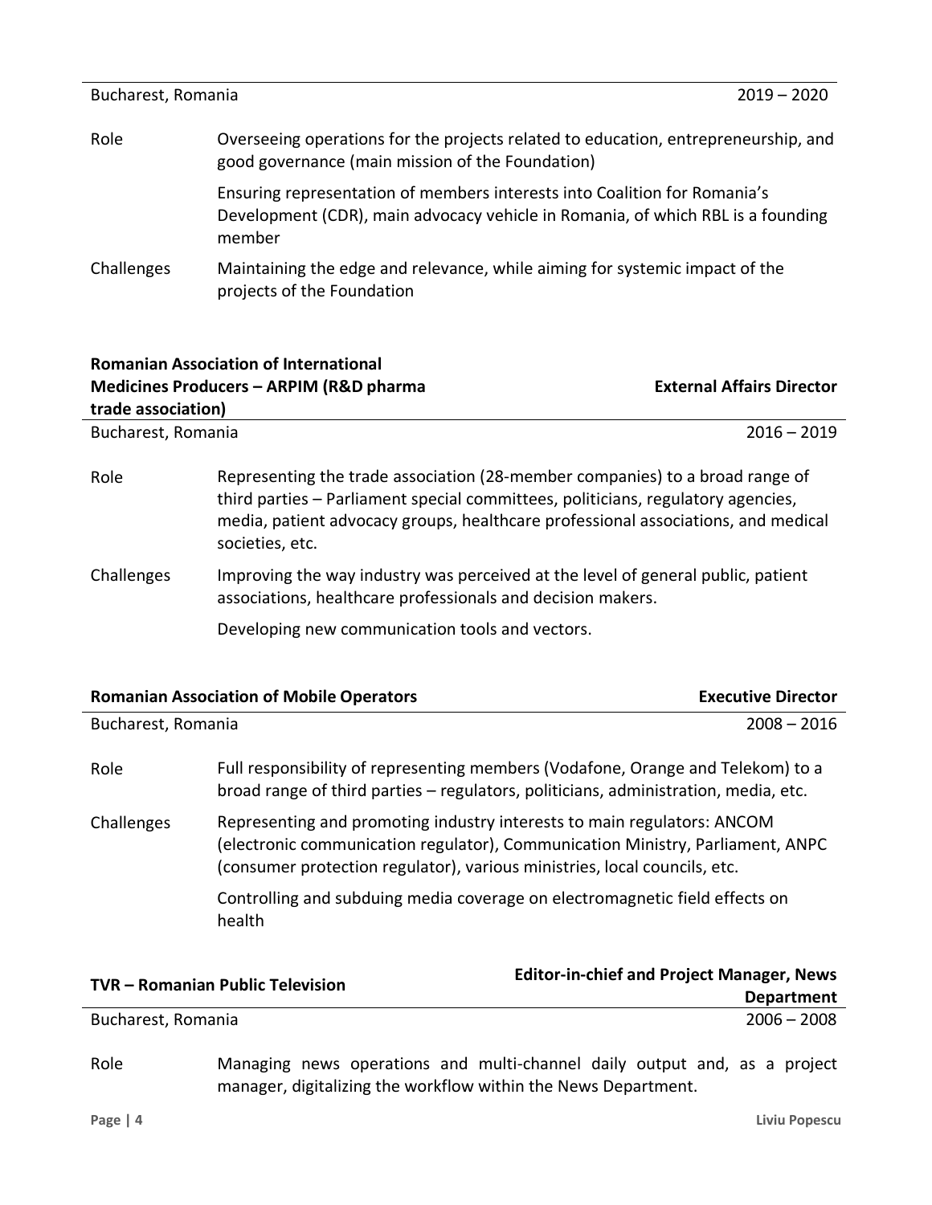Bucharest, Romania — 2019 – 2020

| | |
|---|---|
| Role | Overseeing operations for the projects related to education, entrepreneurship, and good governance (main mission of the Foundation) |
| | Ensuring representation of members interests into Coalition for Romania's Development (CDR), main advocacy vehicle in Romania, of which RBL is a founding member |
| Challenges | Maintaining the edge and relevance, while aiming for systemic impact of the projects of the Foundation |

### Romanian Association of International Medicines Producers – ARPIM (R&D pharma trade association) — External Affairs Director

Bucharest, Romania — 2016 – 2019

| | |
|---|---|
| Role | Representing the trade association (28-member companies) to a broad range of third parties – Parliament special committees, politicians, regulatory agencies, media, patient advocacy groups, healthcare professional associations, and medical societies, etc. |
| Challenges | Improving the way industry was perceived at the level of general public, patient associations, healthcare professionals and decision makers. |
| | Developing new communication tools and vectors. |

### Romanian Association of Mobile Operators — Executive Director

Bucharest, Romania — 2008 – 2016

| | |
|---|---|
| Role | Full responsibility of representing members (Vodafone, Orange and Telekom) to a broad range of third parties – regulators, politicians, administration, media, etc. |
| Challenges | Representing and promoting industry interests to main regulators: ANCOM (electronic communication regulator), Communication Ministry, Parliament, ANPC (consumer protection regulator), various ministries, local councils, etc. |
| | Controlling and subduing media coverage on electromagnetic field effects on health |

### TVR – Romanian Public Television — Editor-in-chief and Project Manager, News Department

Bucharest, Romania — 2006 – 2008

| | |
|---|---|
| Role | Managing news operations and multi-channel daily output and, as a project manager, digitalizing the workflow within the News Department. |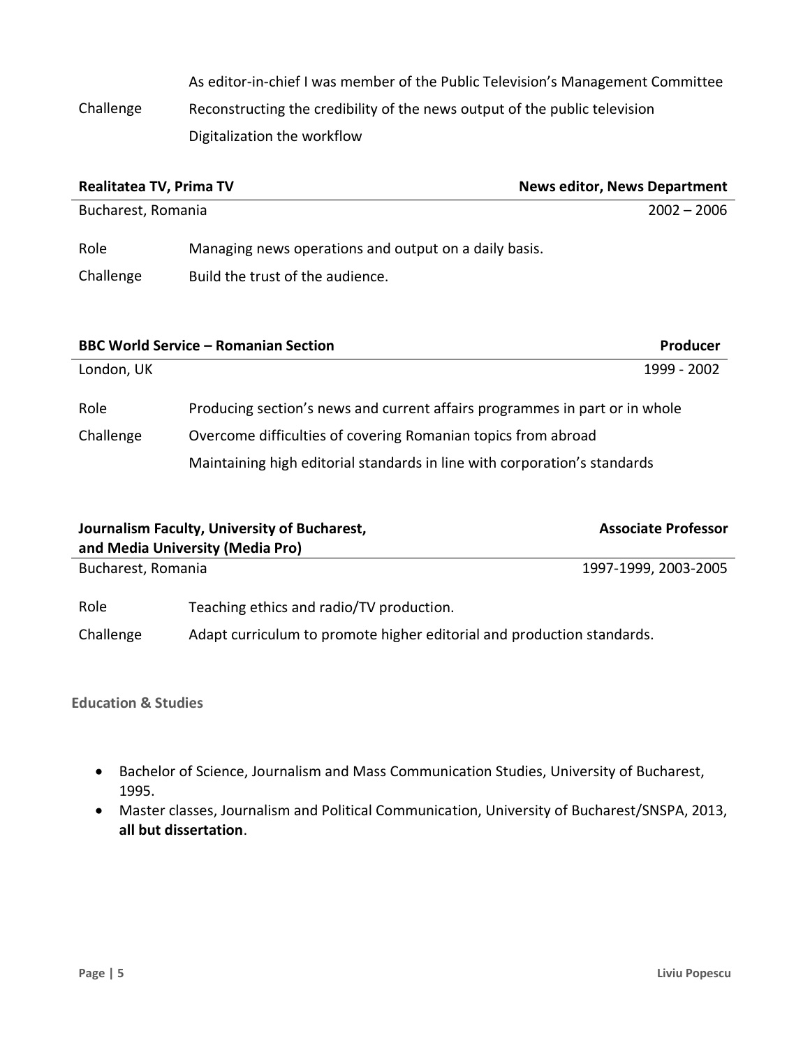| | |
|---|---|
| | As editor-in-chief I was member of the Public Television's Management Committee |
| Challenge | Reconstructing the credibility of the news output of the public television |
| | Digitalization the workflow |

**Realitatea TV, Prima TV** — **News editor, News Department**

Bucharest, Romania — 2002 – 2006

| | |
|---|---|
| Role | Managing news operations and output on a daily basis. |
| Challenge | Build the trust of the audience. |

**BBC World Service – Romanian Section** — **Producer**

London, UK — 1999 - 2002

| | |
|---|---|
| Role | Producing section's news and current affairs programmes in part or in whole |
| Challenge | Overcome difficulties of covering Romanian topics from abroad |
| | Maintaining high editorial standards in line with corporation's standards |

**Journalism Faculty, University of Bucharest, and Media University (Media Pro)** — **Associate Professor**

Bucharest, Romania — 1997-1999, 2003-2005

| | |
|---|---|
| Role | Teaching ethics and radio/TV production. |
| Challenge | Adapt curriculum to promote higher editorial and production standards. |

## Education & Studies

- Bachelor of Science, Journalism and Mass Communication Studies, University of Bucharest, 1995.
- Master classes, Journalism and Political Communication, University of Bucharest/SNSPA, 2013, **all but dissertation**.